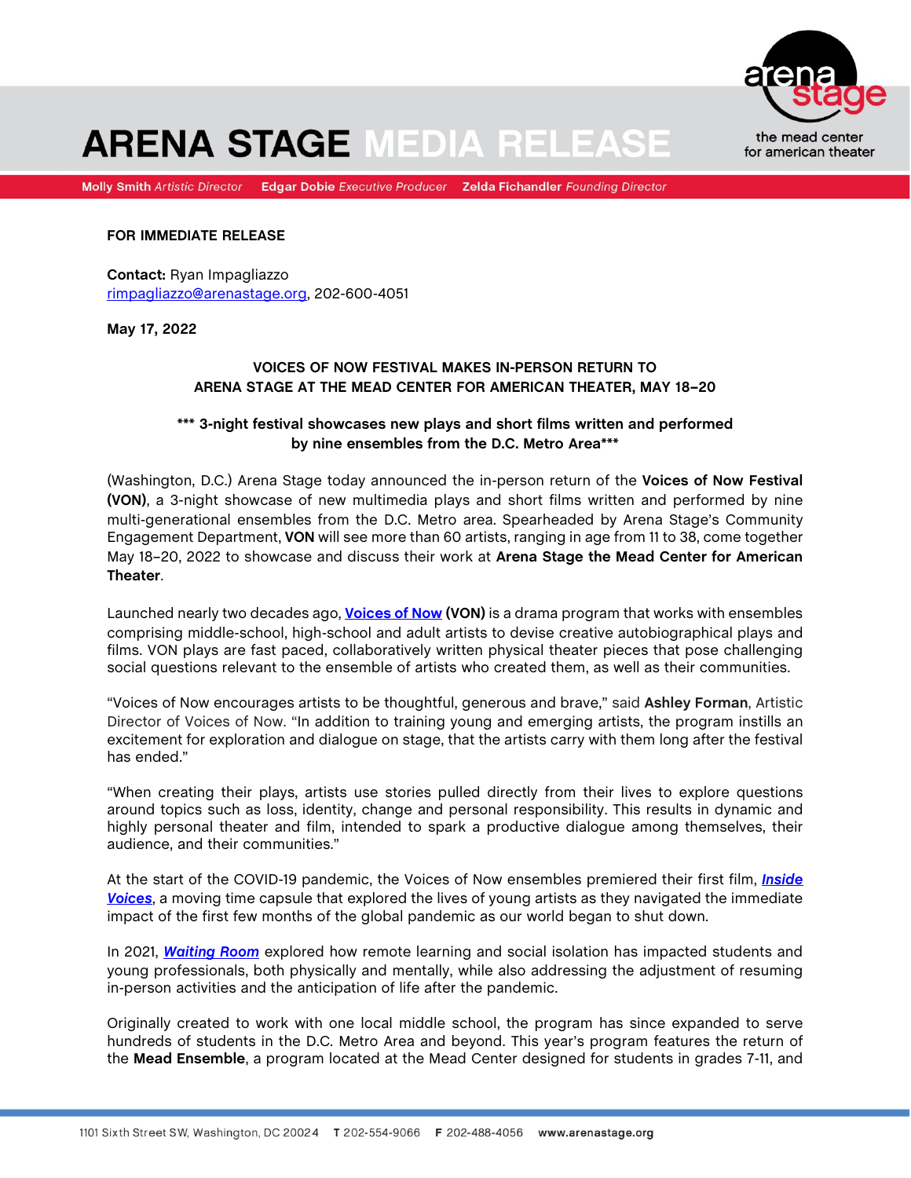# ARENA STAGE MEDIA RELEASE

arena stage
the mead center for american theater

**Molly Smith** *Artistic Director* **Edgar Dobie** *Executive Producer* **Zelda Fichandler** *Founding Director*

**FOR IMMEDIATE RELEASE**

**Contact:** Ryan Impagliazzo
rimpagliazzo@arenastage.org, 202-600-4051

**May 17, 2022**

**VOICES OF NOW FESTIVAL MAKES IN-PERSON RETURN TO ARENA STAGE AT THE MEAD CENTER FOR AMERICAN THEATER, MAY 18–20**

**\*\*\* 3-night festival showcases new plays and short films written and performed by nine ensembles from the D.C. Metro Area\*\*\***

(Washington, D.C.) Arena Stage today announced the in-person return of the **Voices of Now Festival (VON)**, a 3-night showcase of new multimedia plays and short films written and performed by nine multi-generational ensembles from the D.C. Metro area. Spearheaded by Arena Stage's Community Engagement Department, **VON** will see more than 60 artists, ranging in age from 11 to 38, come together May 18–20, 2022 to showcase and discuss their work at **Arena Stage the Mead Center for American Theater**.

Launched nearly two decades ago, **Voices of Now (VON)** is a drama program that works with ensembles comprising middle-school, high-school and adult artists to devise creative autobiographical plays and films. VON plays are fast paced, collaboratively written physical theater pieces that pose challenging social questions relevant to the ensemble of artists who created them, as well as their communities.

"Voices of Now encourages artists to be thoughtful, generous and brave," said **Ashley Forman**, Artistic Director of Voices of Now. "In addition to training young and emerging artists, the program instills an excitement for exploration and dialogue on stage, that the artists carry with them long after the festival has ended."

"When creating their plays, artists use stories pulled directly from their lives to explore questions around topics such as loss, identity, change and personal responsibility. This results in dynamic and highly personal theater and film, intended to spark a productive dialogue among themselves, their audience, and their communities."

At the start of the COVID-19 pandemic, the Voices of Now ensembles premiered their first film, ***Inside Voices***, a moving time capsule that explored the lives of young artists as they navigated the immediate impact of the first few months of the global pandemic as our world began to shut down.

In 2021, ***Waiting Room*** explored how remote learning and social isolation has impacted students and young professionals, both physically and mentally, while also addressing the adjustment of resuming in-person activities and the anticipation of life after the pandemic.

Originally created to work with one local middle school, the program has since expanded to serve hundreds of students in the D.C. Metro Area and beyond. This year's program features the return of the **Mead Ensemble**, a program located at the Mead Center designed for students in grades 7-11, and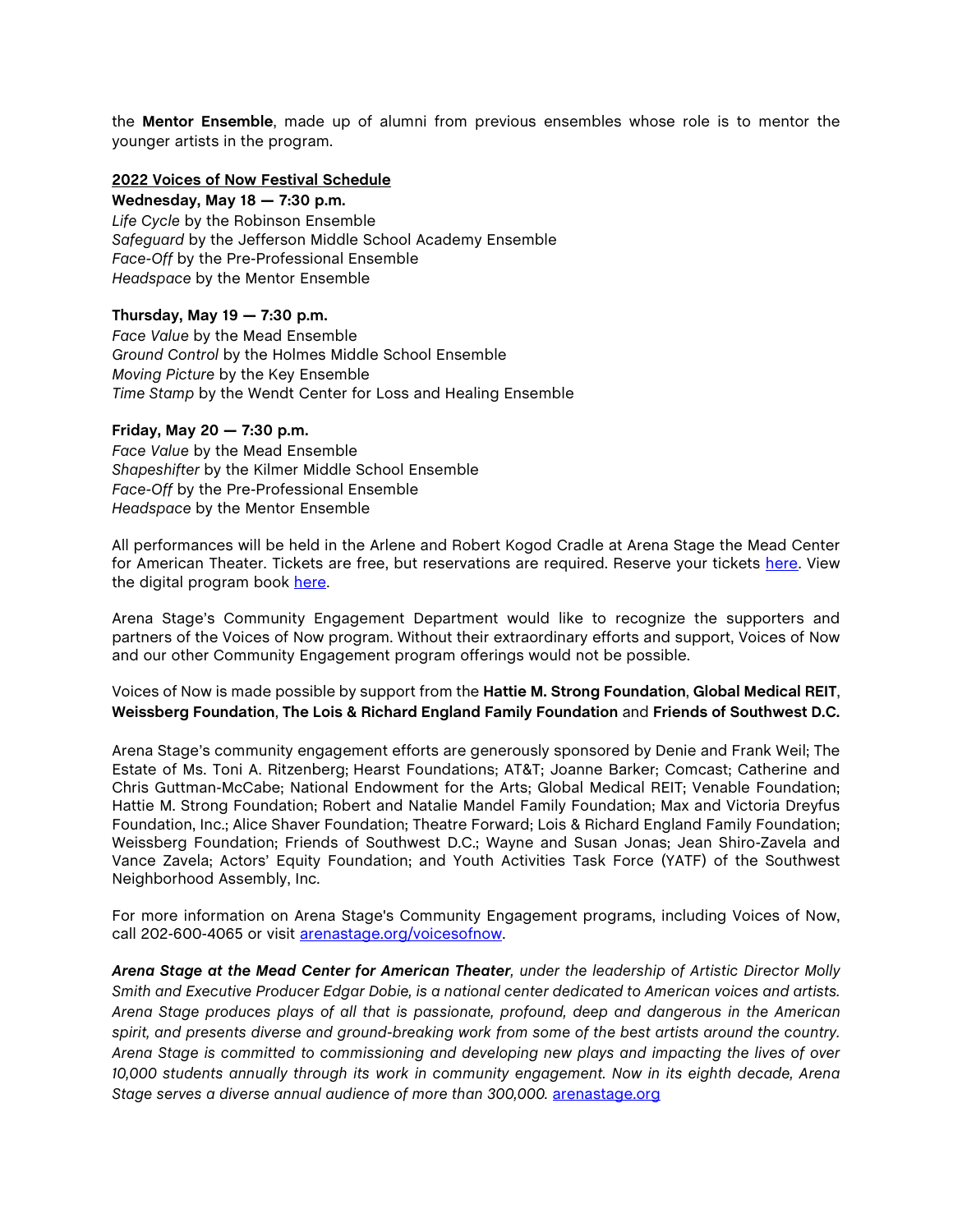the **Mentor Ensemble**, made up of alumni from previous ensembles whose role is to mentor the younger artists in the program.

**2022 Voices of Now Festival Schedule**

**Wednesday, May 18 — 7:30 p.m.**
*Life Cycle* by the Robinson Ensemble
*Safeguard* by the Jefferson Middle School Academy Ensemble
*Face-Off* by the Pre-Professional Ensemble
*Headspace* by the Mentor Ensemble

**Thursday, May 19 — 7:30 p.m.**
*Face Value* by the Mead Ensemble
*Ground Control* by the Holmes Middle School Ensemble
*Moving Picture* by the Key Ensemble
*Time Stamp* by the Wendt Center for Loss and Healing Ensemble

**Friday, May 20 — 7:30 p.m.**
*Face Value* by the Mead Ensemble
*Shapeshifter* by the Kilmer Middle School Ensemble
*Face-Off* by the Pre-Professional Ensemble
*Headspace* by the Mentor Ensemble

All performances will be held in the Arlene and Robert Kogod Cradle at Arena Stage the Mead Center for American Theater. Tickets are free, but reservations are required. Reserve your tickets here. View the digital program book here.

Arena Stage's Community Engagement Department would like to recognize the supporters and partners of the Voices of Now program. Without their extraordinary efforts and support, Voices of Now and our other Community Engagement program offerings would not be possible.

Voices of Now is made possible by support from the **Hattie M. Strong Foundation**, **Global Medical REIT**, **Weissberg Foundation**, **The Lois & Richard England Family Foundation** and **Friends of Southwest D.C.**

Arena Stage's community engagement efforts are generously sponsored by Denie and Frank Weil; The Estate of Ms. Toni A. Ritzenberg; Hearst Foundations; AT&T; Joanne Barker; Comcast; Catherine and Chris Guttman-McCabe; National Endowment for the Arts; Global Medical REIT; Venable Foundation; Hattie M. Strong Foundation; Robert and Natalie Mandel Family Foundation; Max and Victoria Dreyfus Foundation, Inc.; Alice Shaver Foundation; Theatre Forward; Lois & Richard England Family Foundation; Weissberg Foundation; Friends of Southwest D.C.; Wayne and Susan Jonas; Jean Shiro-Zavela and Vance Zavela; Actors' Equity Foundation; and Youth Activities Task Force (YATF) of the Southwest Neighborhood Assembly, Inc.

For more information on Arena Stage's Community Engagement programs, including Voices of Now, call 202-600-4065 or visit arenastage.org/voicesofnow.

***Arena Stage at the Mead Center for American Theater****, under the leadership of Artistic Director Molly Smith and Executive Producer Edgar Dobie, is a national center dedicated to American voices and artists. Arena Stage produces plays of all that is passionate, profound, deep and dangerous in the American spirit, and presents diverse and ground-breaking work from some of the best artists around the country. Arena Stage is committed to commissioning and developing new plays and impacting the lives of over 10,000 students annually through its work in community engagement. Now in its eighth decade, Arena Stage serves a diverse annual audience of more than 300,000.* arenastage.org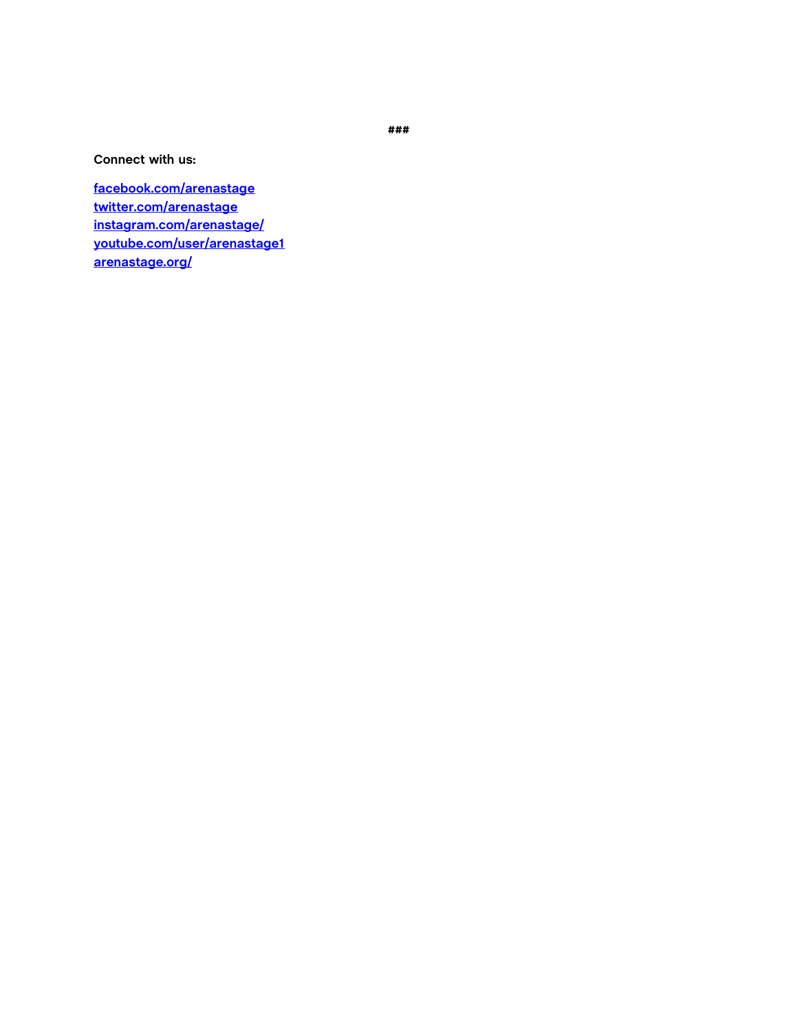###

**Connect with us:**

[facebook.com/arenastage](facebook.com/arenastage)
[twitter.com/arenastage](twitter.com/arenastage)
[instagram.com/arenastage/](instagram.com/arenastage/)
[youtube.com/user/arenastage1](youtube.com/user/arenastage1)
[arenastage.org/](arenastage.org/)